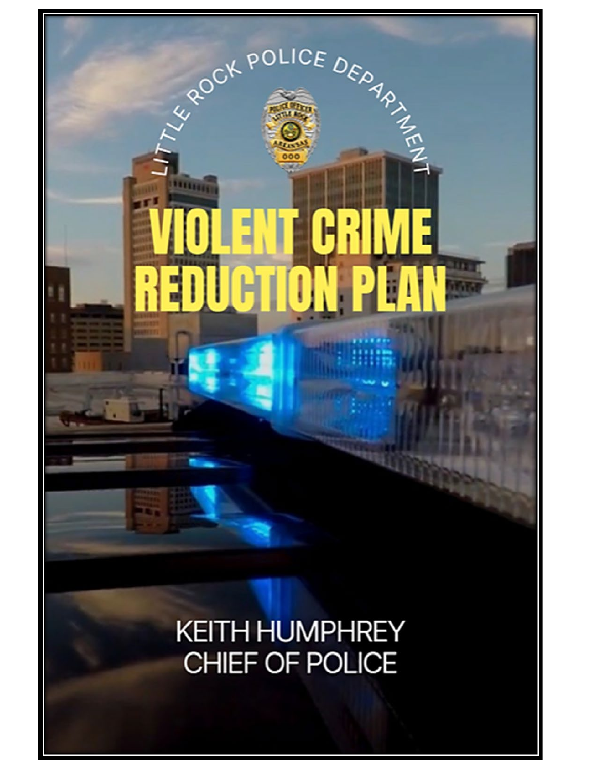LITTLE ROCK POLICE DEPARTMENT

# VIOLENT CRIME REDUCTION PLAN

KEITH HUMPHREY
CHIEF OF POLICE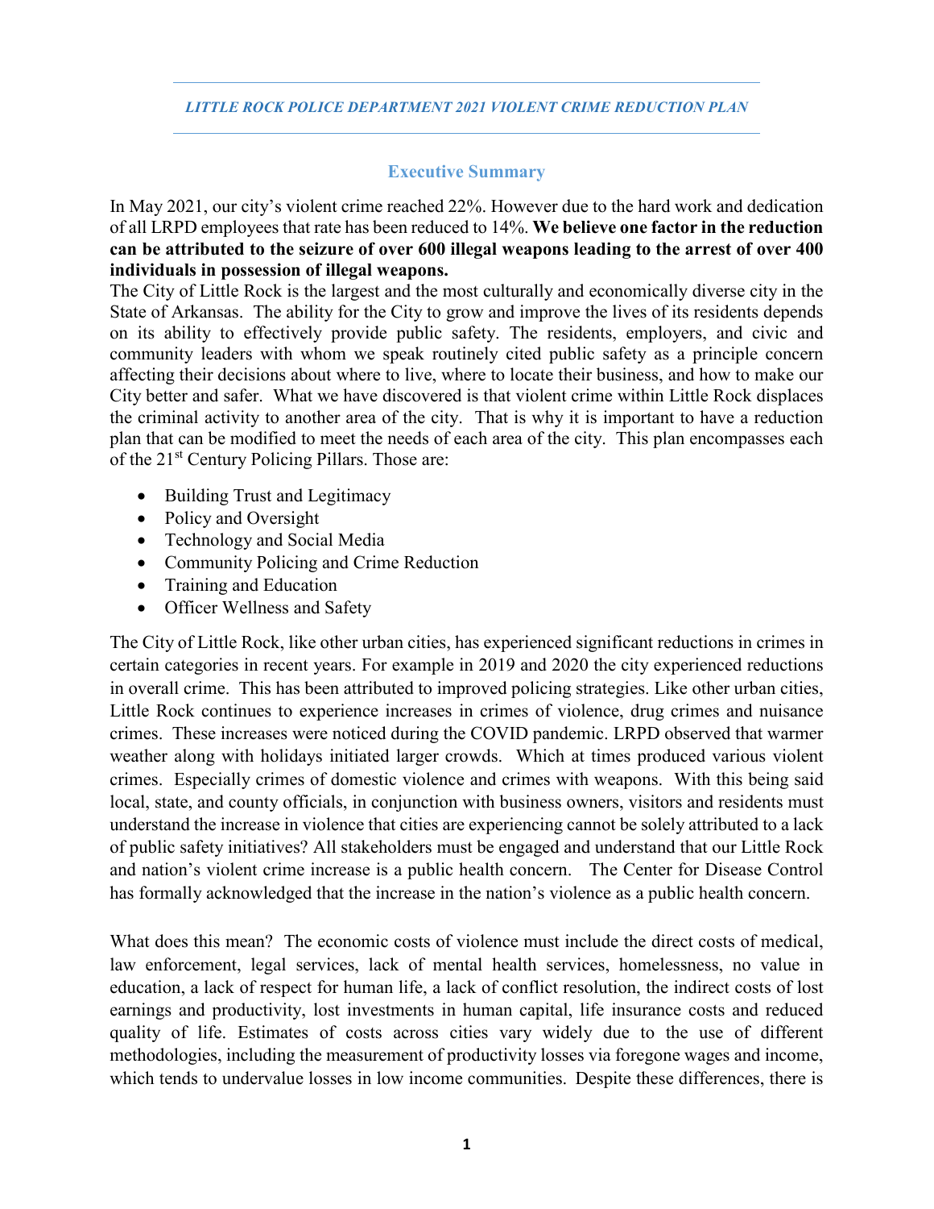*LITTLE ROCK POLICE DEPARTMENT 2021 VIOLENT CRIME REDUCTION PLAN*

## Executive Summary

In May 2021, our city's violent crime reached 22%. However due to the hard work and dedication of all LRPD employees that rate has been reduced to 14%. **We believe one factor in the reduction can be attributed to the seizure of over 600 illegal weapons leading to the arrest of over 400 individuals in possession of illegal weapons.**

The City of Little Rock is the largest and the most culturally and economically diverse city in the State of Arkansas. The ability for the City to grow and improve the lives of its residents depends on its ability to effectively provide public safety. The residents, employers, and civic and community leaders with whom we speak routinely cited public safety as a principle concern affecting their decisions about where to live, where to locate their business, and how to make our City better and safer. What we have discovered is that violent crime within Little Rock displaces the criminal activity to another area of the city. That is why it is important to have a reduction plan that can be modified to meet the needs of each area of the city. This plan encompasses each of the 21st Century Policing Pillars. Those are:

- Building Trust and Legitimacy
- Policy and Oversight
- Technology and Social Media
- Community Policing and Crime Reduction
- Training and Education
- Officer Wellness and Safety

The City of Little Rock, like other urban cities, has experienced significant reductions in crimes in certain categories in recent years. For example in 2019 and 2020 the city experienced reductions in overall crime. This has been attributed to improved policing strategies. Like other urban cities, Little Rock continues to experience increases in crimes of violence, drug crimes and nuisance crimes. These increases were noticed during the COVID pandemic. LRPD observed that warmer weather along with holidays initiated larger crowds. Which at times produced various violent crimes. Especially crimes of domestic violence and crimes with weapons. With this being said local, state, and county officials, in conjunction with business owners, visitors and residents must understand the increase in violence that cities are experiencing cannot be solely attributed to a lack of public safety initiatives? All stakeholders must be engaged and understand that our Little Rock and nation's violent crime increase is a public health concern. The Center for Disease Control has formally acknowledged that the increase in the nation's violence as a public health concern.

What does this mean? The economic costs of violence must include the direct costs of medical, law enforcement, legal services, lack of mental health services, homelessness, no value in education, a lack of respect for human life, a lack of conflict resolution, the indirect costs of lost earnings and productivity, lost investments in human capital, life insurance costs and reduced quality of life. Estimates of costs across cities vary widely due to the use of different methodologies, including the measurement of productivity losses via foregone wages and income, which tends to undervalue losses in low income communities. Despite these differences, there is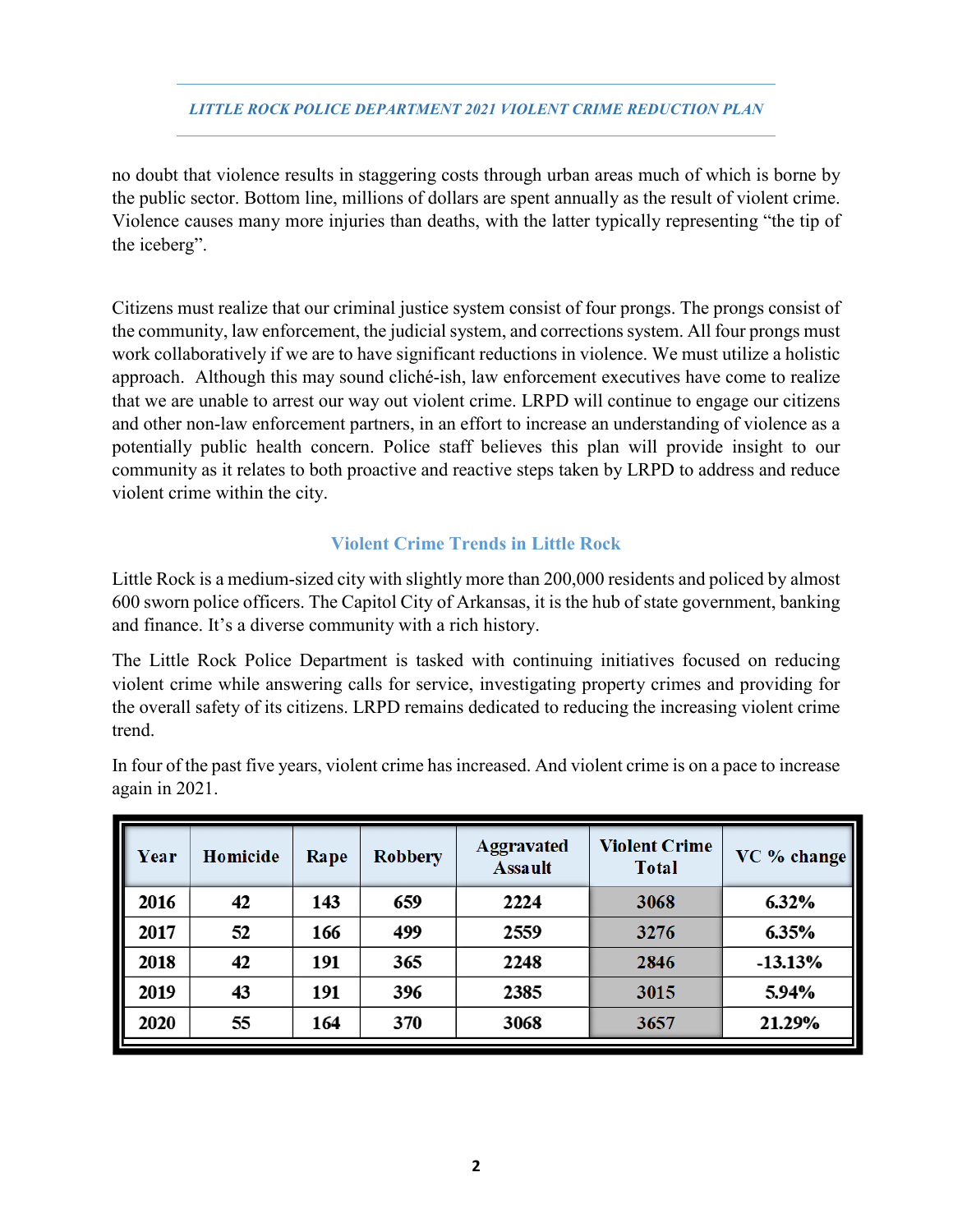no doubt that violence results in staggering costs through urban areas much of which is borne by the public sector. Bottom line, millions of dollars are spent annually as the result of violent crime. Violence causes many more injuries than deaths, with the latter typically representing "the tip of the iceberg".

Citizens must realize that our criminal justice system consist of four prongs. The prongs consist of the community, law enforcement, the judicial system, and corrections system. All four prongs must work collaboratively if we are to have significant reductions in violence. We must utilize a holistic approach. Although this may sound cliché-ish, law enforcement executives have come to realize that we are unable to arrest our way out violent crime. LRPD will continue to engage our citizens and other non-law enforcement partners, in an effort to increase an understanding of violence as a potentially public health concern. Police staff believes this plan will provide insight to our community as it relates to both proactive and reactive steps taken by LRPD to address and reduce violent crime within the city.

## Violent Crime Trends in Little Rock

Little Rock is a medium-sized city with slightly more than 200,000 residents and policed by almost 600 sworn police officers. The Capitol City of Arkansas, it is the hub of state government, banking and finance. It's a diverse community with a rich history.

The Little Rock Police Department is tasked with continuing initiatives focused on reducing violent crime while answering calls for service, investigating property crimes and providing for the overall safety of its citizens. LRPD remains dedicated to reducing the increasing violent crime trend.

In four of the past five years, violent crime has increased. And violent crime is on a pace to increase again in 2021.

| Year | Homicide | Rape | Robbery | Aggravated Assault | Violent Crime Total | VC % change |
|---|---|---|---|---|---|---|
| 2016 | 42 | 143 | 659 | 2224 | 3068 | 6.32% |
| 2017 | 52 | 166 | 499 | 2559 | 3276 | 6.35% |
| 2018 | 42 | 191 | 365 | 2248 | 2846 | -13.13% |
| 2019 | 43 | 191 | 396 | 2385 | 3015 | 5.94% |
| 2020 | 55 | 164 | 370 | 3068 | 3657 | 21.29% |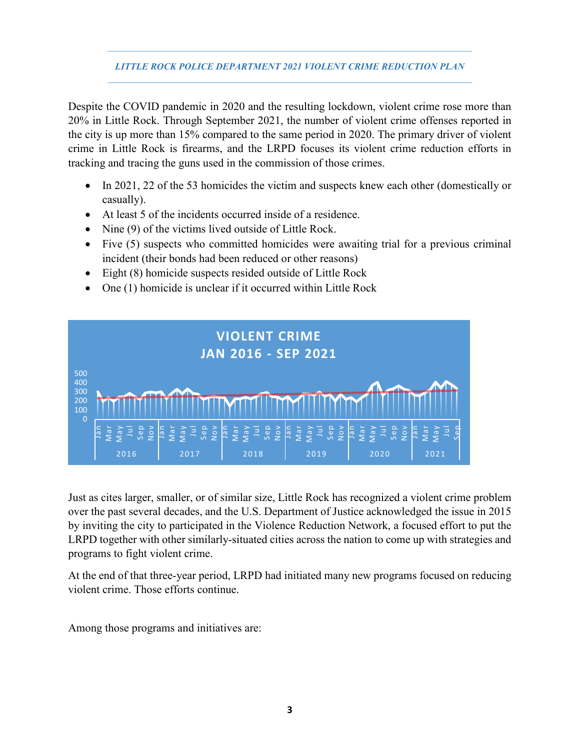Despite the COVID pandemic in 2020 and the resulting lockdown, violent crime rose more than 20% in Little Rock. Through September 2021, the number of violent crime offenses reported in the city is up more than 15% compared to the same period in 2020. The primary driver of violent crime in Little Rock is firearms, and the LRPD focuses its violent crime reduction efforts in tracking and tracing the guns used in the commission of those crimes.

- In 2021, 22 of the 53 homicides the victim and suspects knew each other (domestically or casually).
- At least 5 of the incidents occurred inside of a residence.
- Nine (9) of the victims lived outside of Little Rock.
- Five (5) suspects who committed homicides were awaiting trial for a previous criminal incident (their bonds had been reduced or other reasons)
- Eight (8) homicide suspects resided outside of Little Rock
- One (1) homicide is unclear if it occurred within Little Rock

**VIOLENT CRIME**
**JAN 2016 - SEP 2021**

Just as cites larger, smaller, or of similar size, Little Rock has recognized a violent crime problem over the past several decades, and the U.S. Department of Justice acknowledged the issue in 2015 by inviting the city to participated in the Violence Reduction Network, a focused effort to put the LRPD together with other similarly-situated cities across the nation to come up with strategies and programs to fight violent crime.

At the end of that three-year period, LRPD had initiated many new programs focused on reducing violent crime. Those efforts continue.

Among those programs and initiatives are: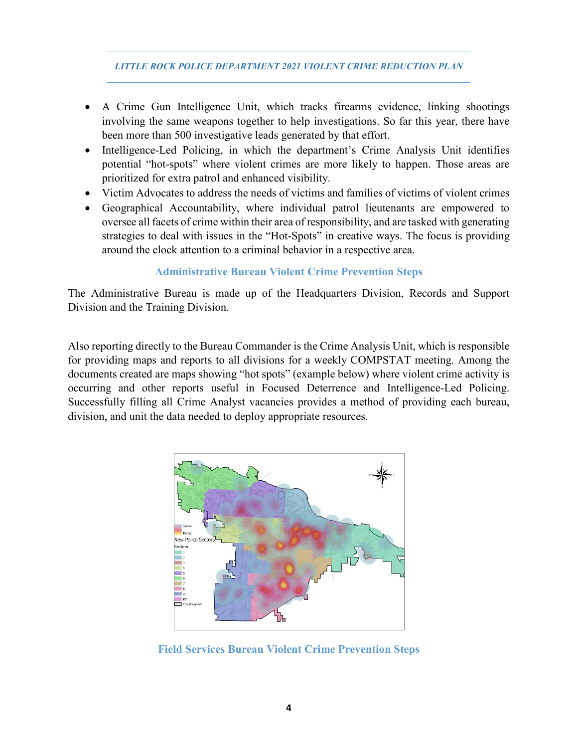- A Crime Gun Intelligence Unit, which tracks firearms evidence, linking shootings involving the same weapons together to help investigations. So far this year, there have been more than 500 investigative leads generated by that effort.
- Intelligence-Led Policing, in which the department's Crime Analysis Unit identifies potential "hot-spots" where violent crimes are more likely to happen. Those areas are prioritized for extra patrol and enhanced visibility.
- Victim Advocates to address the needs of victims and families of victims of violent crimes
- Geographical Accountability, where individual patrol lieutenants are empowered to oversee all facets of crime within their area of responsibility, and are tasked with generating strategies to deal with issues in the "Hot-Spots" in creative ways. The focus is providing around the clock attention to a criminal behavior in a respective area.

## Administrative Bureau Violent Crime Prevention Steps

The Administrative Bureau is made up of the Headquarters Division, Records and Support Division and the Training Division.

Also reporting directly to the Bureau Commander is the Crime Analysis Unit, which is responsible for providing maps and reports to all divisions for a weekly COMPSTAT meeting. Among the documents created are maps showing "hot spots" (example below) where violent crime activity is occurring and other reports useful in Focused Deterrence and Intelligence-Led Policing. Successfully filling all Crime Analyst vacancies provides a method of providing each bureau, division, and unit the data needed to deploy appropriate resources.

## Field Services Bureau Violent Crime Prevention Steps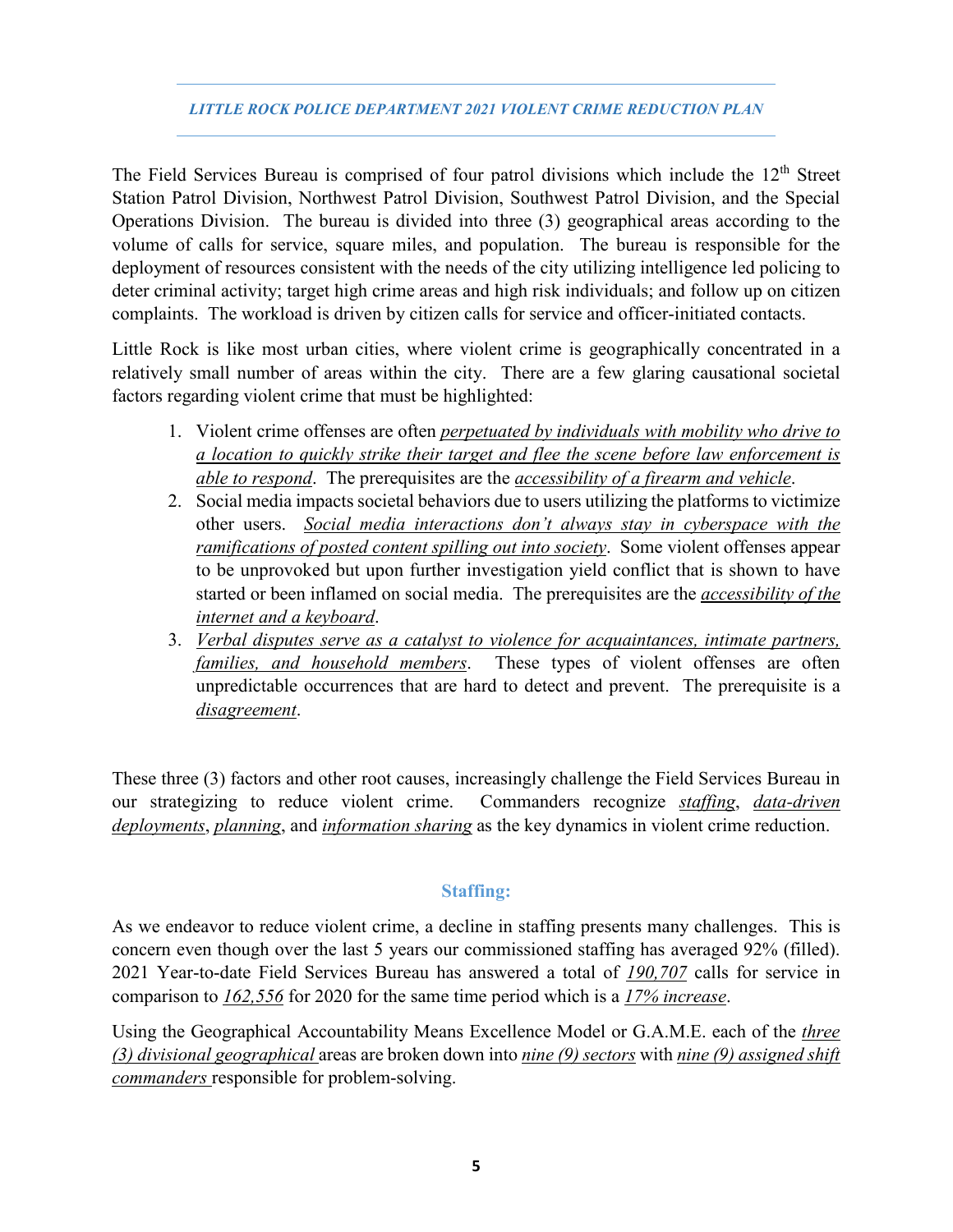The Field Services Bureau is comprised of four patrol divisions which include the 12th Street Station Patrol Division, Northwest Patrol Division, Southwest Patrol Division, and the Special Operations Division. The bureau is divided into three (3) geographical areas according to the volume of calls for service, square miles, and population. The bureau is responsible for the deployment of resources consistent with the needs of the city utilizing intelligence led policing to deter criminal activity; target high crime areas and high risk individuals; and follow up on citizen complaints. The workload is driven by citizen calls for service and officer-initiated contacts.

Little Rock is like most urban cities, where violent crime is geographically concentrated in a relatively small number of areas within the city. There are a few glaring causational societal factors regarding violent crime that must be highlighted:

1. Violent crime offenses are often *perpetuated by individuals with mobility who drive to a location to quickly strike their target and flee the scene before law enforcement is able to respond*. The prerequisites are the *accessibility of a firearm and vehicle*.
2. Social media impacts societal behaviors due to users utilizing the platforms to victimize other users. *Social media interactions don't always stay in cyberspace with the ramifications of posted content spilling out into society*. Some violent offenses appear to be unprovoked but upon further investigation yield conflict that is shown to have started or been inflamed on social media. The prerequisites are the *accessibility of the internet and a keyboard*.
3. *Verbal disputes serve as a catalyst to violence for acquaintances, intimate partners, families, and household members*. These types of violent offenses are often unpredictable occurrences that are hard to detect and prevent. The prerequisite is a *disagreement*.

These three (3) factors and other root causes, increasingly challenge the Field Services Bureau in our strategizing to reduce violent crime. Commanders recognize *staffing*, *data-driven deployments*, *planning*, and *information sharing* as the key dynamics in violent crime reduction.

## Staffing:

As we endeavor to reduce violent crime, a decline in staffing presents many challenges. This is concern even though over the last 5 years our commissioned staffing has averaged 92% (filled). 2021 Year-to-date Field Services Bureau has answered a total of *190,707* calls for service in comparison to *162,556* for 2020 for the same time period which is a *17% increase*.

Using the Geographical Accountability Means Excellence Model or G.A.M.E. each of the *three (3) divisional geographical* areas are broken down into *nine (9) sectors* with *nine (9) assigned shift commanders* responsible for problem-solving.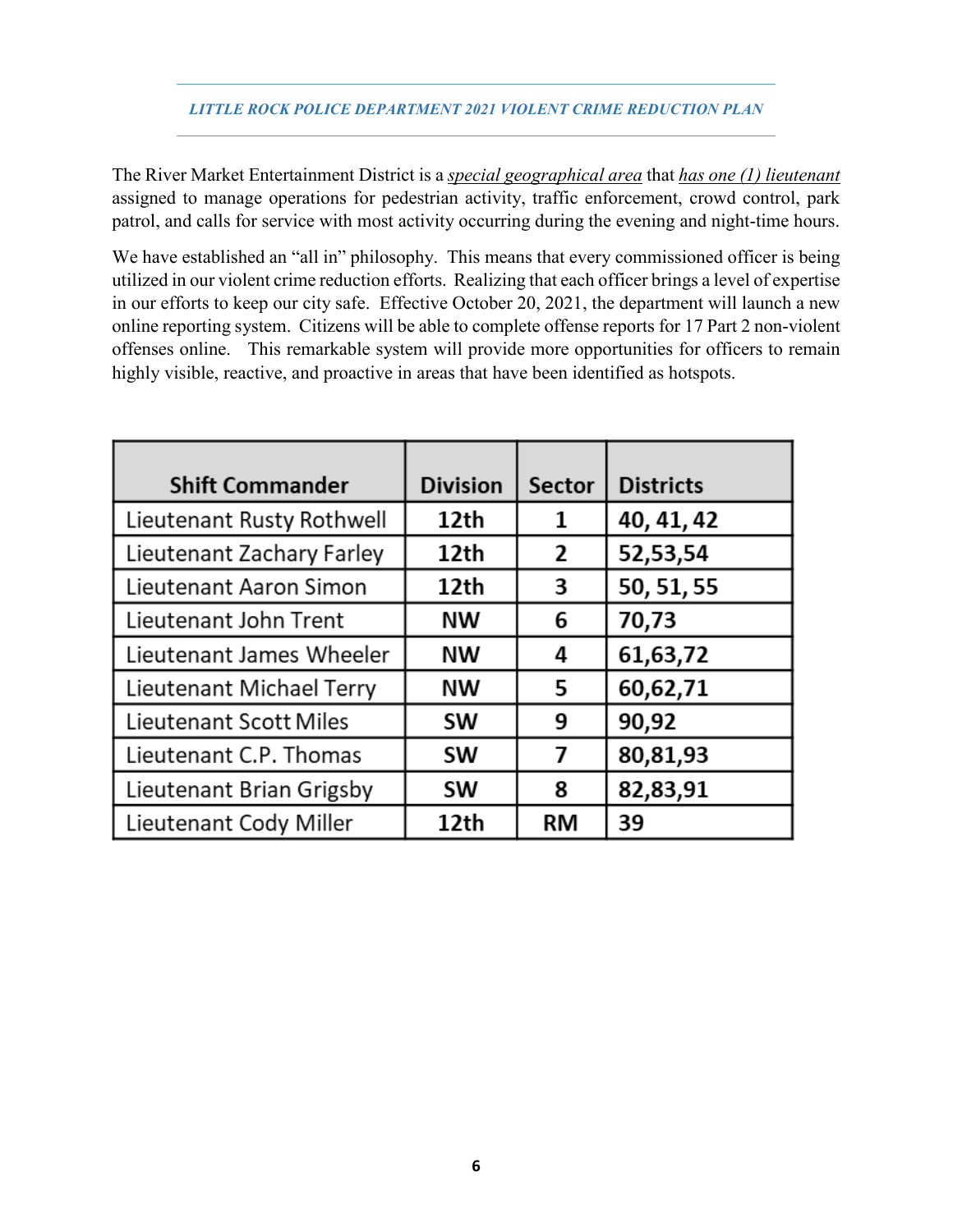The River Market Entertainment District is a _special geographical area_ that _has one (1) lieutenant_ assigned to manage operations for pedestrian activity, traffic enforcement, crowd control, park patrol, and calls for service with most activity occurring during the evening and night-time hours.

We have established an "all in" philosophy. This means that every commissioned officer is being utilized in our violent crime reduction efforts. Realizing that each officer brings a level of expertise in our efforts to keep our city safe. Effective October 20, 2021, the department will launch a new online reporting system. Citizens will be able to complete offense reports for 17 Part 2 non-violent offenses online. This remarkable system will provide more opportunities for officers to remain highly visible, reactive, and proactive in areas that have been identified as hotspots.

| Shift Commander | Division | Sector | Districts |
|---|---|---|---|
| Lieutenant Rusty Rothwell | 12th | 1 | 40, 41, 42 |
| Lieutenant Zachary Farley | 12th | 2 | 52,53,54 |
| Lieutenant Aaron Simon | 12th | 3 | 50, 51, 55 |
| Lieutenant John Trent | NW | 6 | 70,73 |
| Lieutenant James Wheeler | NW | 4 | 61,63,72 |
| Lieutenant Michael Terry | NW | 5 | 60,62,71 |
| Lieutenant Scott Miles | SW | 9 | 90,92 |
| Lieutenant C.P. Thomas | SW | 7 | 80,81,93 |
| Lieutenant Brian Grigsby | SW | 8 | 82,83,91 |
| Lieutenant Cody Miller | 12th | RM | 39 |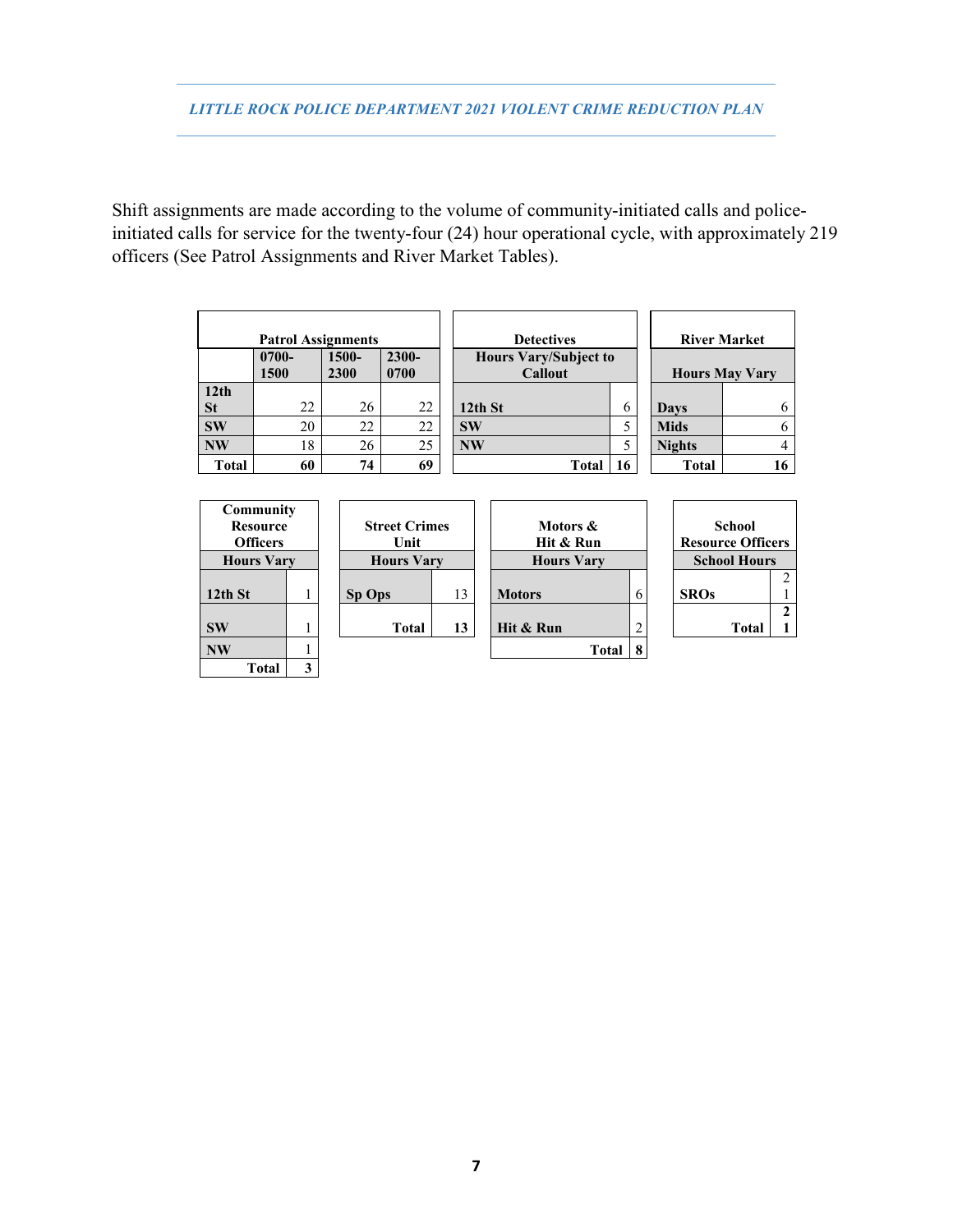Shift assignments are made according to the volume of community-initiated calls and police-initiated calls for service for the twenty-four (24) hour operational cycle, with approximately 219 officers (See Patrol Assignments and River Market Tables).

| Patrol Assignments | | | |
|---|---|---|---|
| | 0700-1500 | 1500-2300 | 2300-0700 |
| 12th St | 22 | 26 | 22 |
| SW | 20 | 22 | 22 |
| NW | 18 | 26 | 25 |
| **Total** | **60** | **74** | **69** |

| Detectives | |
|---|---|
| Hours Vary/Subject to Callout | |
| 12th St | 6 |
| SW | 5 |
| NW | 5 |
| **Total** | **16** |

| River Market | |
|---|---|
| Hours May Vary | |
| Days | 6 |
| Mids | 6 |
| Nights | 4 |
| **Total** | **16** |

| Community Resource Officers | |
|---|---|
| Hours Vary | |
| 12th St | 1 |
| SW | 1 |
| NW | 1 |
| **Total** | **3** |

| Street Crimes Unit | |
|---|---|
| Hours Vary | |
| Sp Ops | 13 |
| **Total** | **13** |

| Motors & Hit & Run | |
|---|---|
| Hours Vary | |
| Motors | 6 |
| Hit & Run | 2 |
| **Total** | **8** |

| School Resource Officers | |
|---|---|
| School Hours | |
| SROs | 21 |
| **Total** | **21** |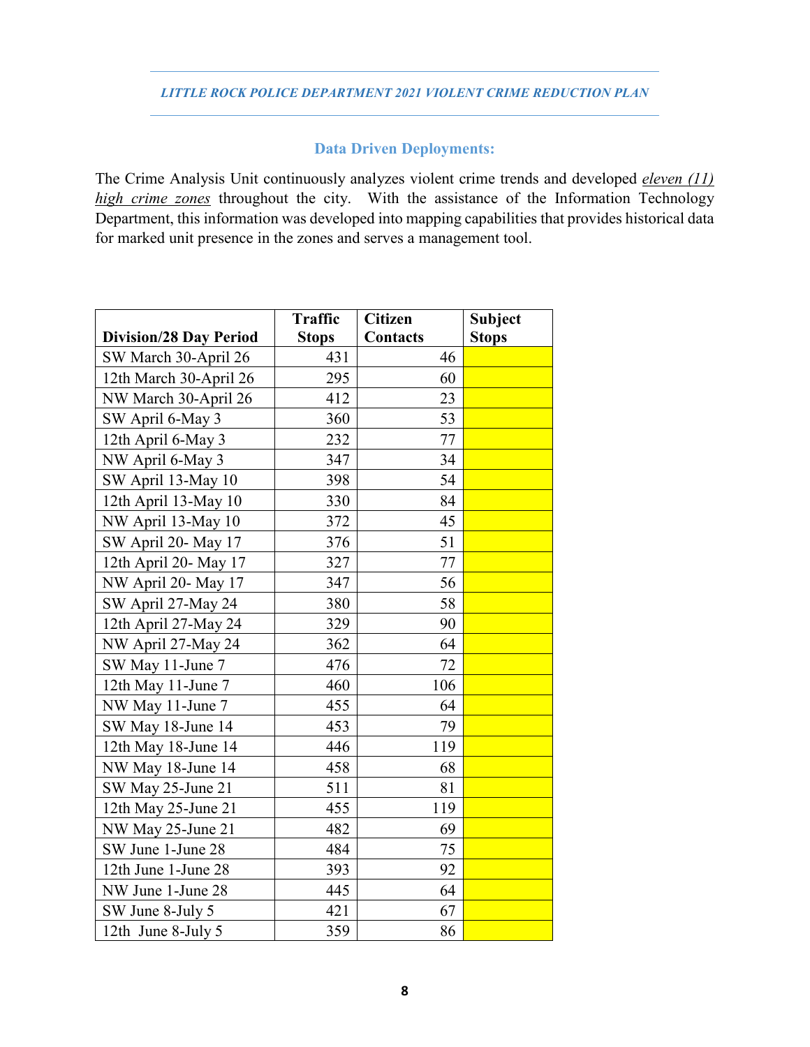## Data Driven Deployments:

The Crime Analysis Unit continuously analyzes violent crime trends and developed ***eleven (11) high crime zones*** throughout the city. With the assistance of the Information Technology Department, this information was developed into mapping capabilities that provides historical data for marked unit presence in the zones and serves a management tool.

| Division/28 Day Period | Traffic Stops | Citizen Contacts | Subject Stops |
|---|---|---|---|
| SW March 30-April 26 | 431 | 46 | |
| 12th March 30-April 26 | 295 | 60 | |
| NW March 30-April 26 | 412 | 23 | |
| SW April 6-May 3 | 360 | 53 | |
| 12th April 6-May 3 | 232 | 77 | |
| NW April 6-May 3 | 347 | 34 | |
| SW April 13-May 10 | 398 | 54 | |
| 12th April 13-May 10 | 330 | 84 | |
| NW April 13-May 10 | 372 | 45 | |
| SW April 20- May 17 | 376 | 51 | |
| 12th April 20- May 17 | 327 | 77 | |
| NW April 20- May 17 | 347 | 56 | |
| SW April 27-May 24 | 380 | 58 | |
| 12th April 27-May 24 | 329 | 90 | |
| NW April 27-May 24 | 362 | 64 | |
| SW May 11-June 7 | 476 | 72 | |
| 12th May 11-June 7 | 460 | 106 | |
| NW May 11-June 7 | 455 | 64 | |
| SW May 18-June 14 | 453 | 79 | |
| 12th May 18-June 14 | 446 | 119 | |
| NW May 18-June 14 | 458 | 68 | |
| SW May 25-June 21 | 511 | 81 | |
| 12th May 25-June 21 | 455 | 119 | |
| NW May 25-June 21 | 482 | 69 | |
| SW June 1-June 28 | 484 | 75 | |
| 12th June 1-June 28 | 393 | 92 | |
| NW June 1-June 28 | 445 | 64 | |
| SW June 8-July 5 | 421 | 67 | |
| 12th June 8-July 5 | 359 | 86 | |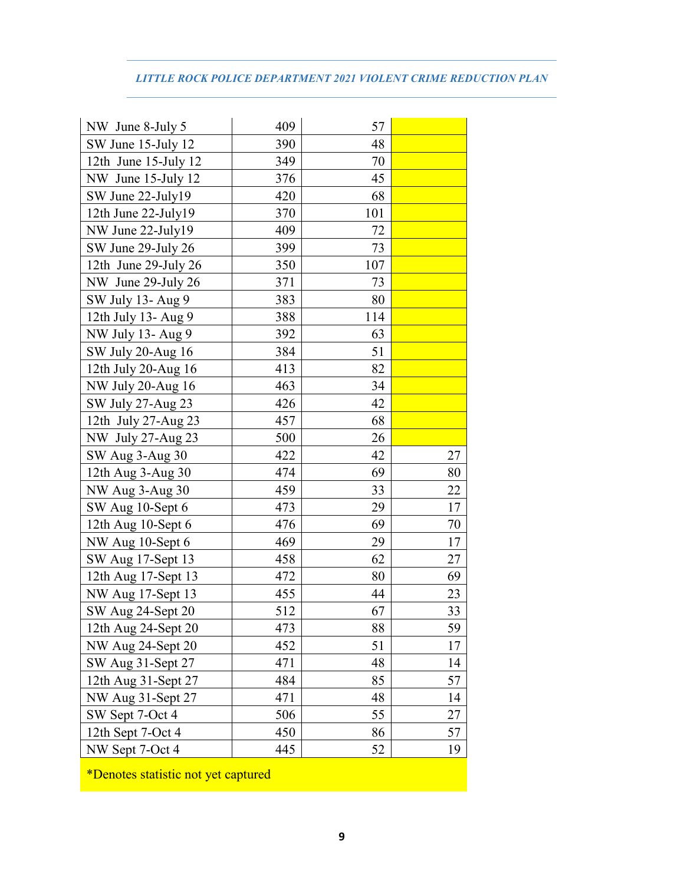| | | | |
|---|---|---|---|
| NW June 8-July 5 | 409 | 57 | |
| SW June 15-July 12 | 390 | 48 | |
| 12th June 15-July 12 | 349 | 70 | |
| NW June 15-July 12 | 376 | 45 | |
| SW June 22-July19 | 420 | 68 | |
| 12th June 22-July19 | 370 | 101 | |
| NW June 22-July19 | 409 | 72 | |
| SW June 29-July 26 | 399 | 73 | |
| 12th June 29-July 26 | 350 | 107 | |
| NW June 29-July 26 | 371 | 73 | |
| SW July 13- Aug 9 | 383 | 80 | |
| 12th July 13- Aug 9 | 388 | 114 | |
| NW July 13- Aug 9 | 392 | 63 | |
| SW July 20-Aug 16 | 384 | 51 | |
| 12th July 20-Aug 16 | 413 | 82 | |
| NW July 20-Aug 16 | 463 | 34 | |
| SW July 27-Aug 23 | 426 | 42 | |
| 12th July 27-Aug 23 | 457 | 68 | |
| NW July 27-Aug 23 | 500 | 26 | |
| SW Aug 3-Aug 30 | 422 | 42 | 27 |
| 12th Aug 3-Aug 30 | 474 | 69 | 80 |
| NW Aug 3-Aug 30 | 459 | 33 | 22 |
| SW Aug 10-Sept 6 | 473 | 29 | 17 |
| 12th Aug 10-Sept 6 | 476 | 69 | 70 |
| NW Aug 10-Sept 6 | 469 | 29 | 17 |
| SW Aug 17-Sept 13 | 458 | 62 | 27 |
| 12th Aug 17-Sept 13 | 472 | 80 | 69 |
| NW Aug 17-Sept 13 | 455 | 44 | 23 |
| SW Aug 24-Sept 20 | 512 | 67 | 33 |
| 12th Aug 24-Sept 20 | 473 | 88 | 59 |
| NW Aug 24-Sept 20 | 452 | 51 | 17 |
| SW Aug 31-Sept 27 | 471 | 48 | 14 |
| 12th Aug 31-Sept 27 | 484 | 85 | 57 |
| NW Aug 31-Sept 27 | 471 | 48 | 14 |
| SW Sept 7-Oct 4 | 506 | 55 | 27 |
| 12th Sept 7-Oct 4 | 450 | 86 | 57 |
| NW Sept 7-Oct 4 | 445 | 52 | 19 |

*Denotes statistic not yet captured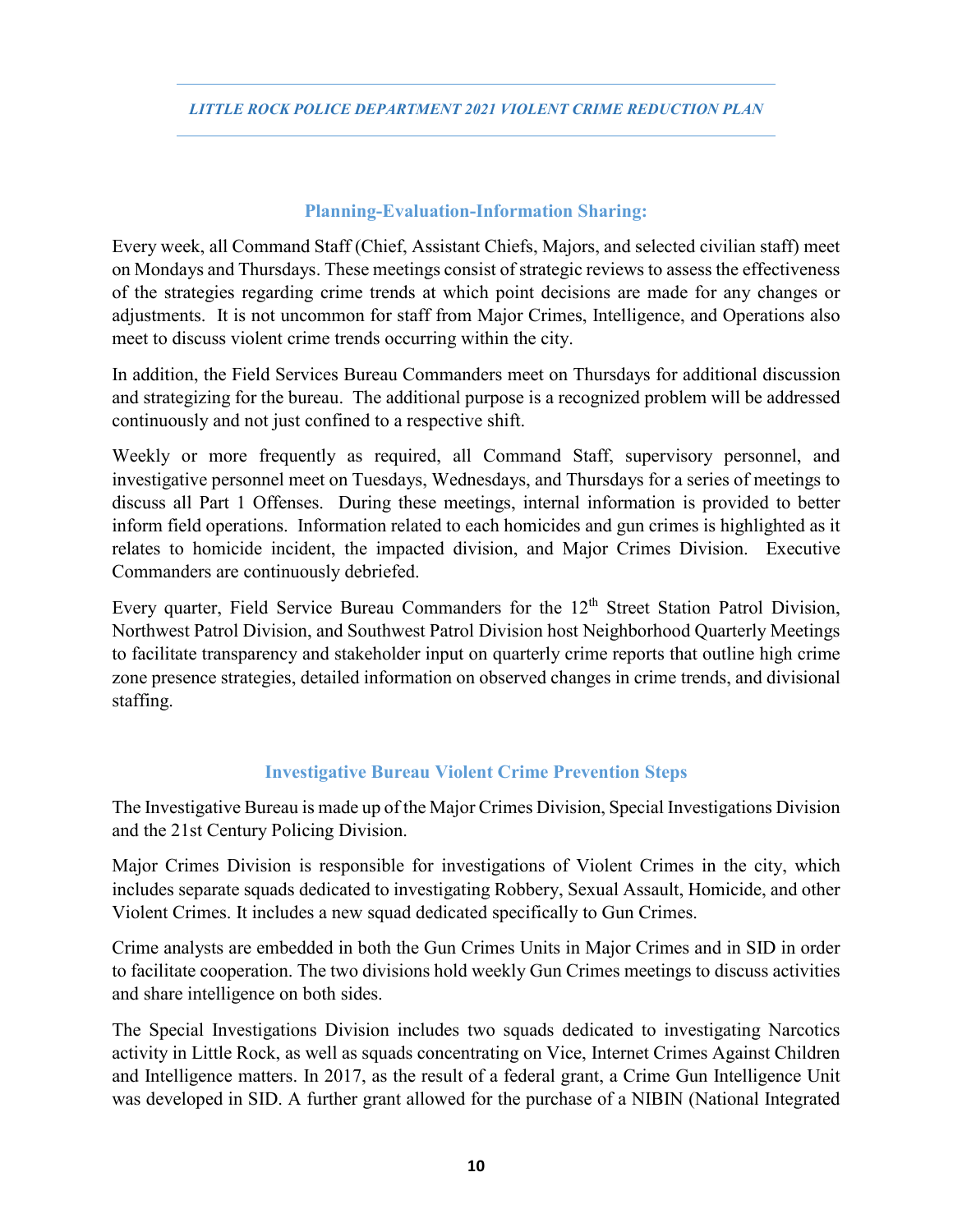## Planning-Evaluation-Information Sharing:

Every week, all Command Staff (Chief, Assistant Chiefs, Majors, and selected civilian staff) meet on Mondays and Thursdays. These meetings consist of strategic reviews to assess the effectiveness of the strategies regarding crime trends at which point decisions are made for any changes or adjustments. It is not uncommon for staff from Major Crimes, Intelligence, and Operations also meet to discuss violent crime trends occurring within the city.

In addition, the Field Services Bureau Commanders meet on Thursdays for additional discussion and strategizing for the bureau. The additional purpose is a recognized problem will be addressed continuously and not just confined to a respective shift.

Weekly or more frequently as required, all Command Staff, supervisory personnel, and investigative personnel meet on Tuesdays, Wednesdays, and Thursdays for a series of meetings to discuss all Part 1 Offenses. During these meetings, internal information is provided to better inform field operations. Information related to each homicides and gun crimes is highlighted as it relates to homicide incident, the impacted division, and Major Crimes Division. Executive Commanders are continuously debriefed.

Every quarter, Field Service Bureau Commanders for the 12th Street Station Patrol Division, Northwest Patrol Division, and Southwest Patrol Division host Neighborhood Quarterly Meetings to facilitate transparency and stakeholder input on quarterly crime reports that outline high crime zone presence strategies, detailed information on observed changes in crime trends, and divisional staffing.

## Investigative Bureau Violent Crime Prevention Steps

The Investigative Bureau is made up of the Major Crimes Division, Special Investigations Division and the 21st Century Policing Division.

Major Crimes Division is responsible for investigations of Violent Crimes in the city, which includes separate squads dedicated to investigating Robbery, Sexual Assault, Homicide, and other Violent Crimes. It includes a new squad dedicated specifically to Gun Crimes.

Crime analysts are embedded in both the Gun Crimes Units in Major Crimes and in SID in order to facilitate cooperation. The two divisions hold weekly Gun Crimes meetings to discuss activities and share intelligence on both sides.

The Special Investigations Division includes two squads dedicated to investigating Narcotics activity in Little Rock, as well as squads concentrating on Vice, Internet Crimes Against Children and Intelligence matters. In 2017, as the result of a federal grant, a Crime Gun Intelligence Unit was developed in SID. A further grant allowed for the purchase of a NIBIN (National Integrated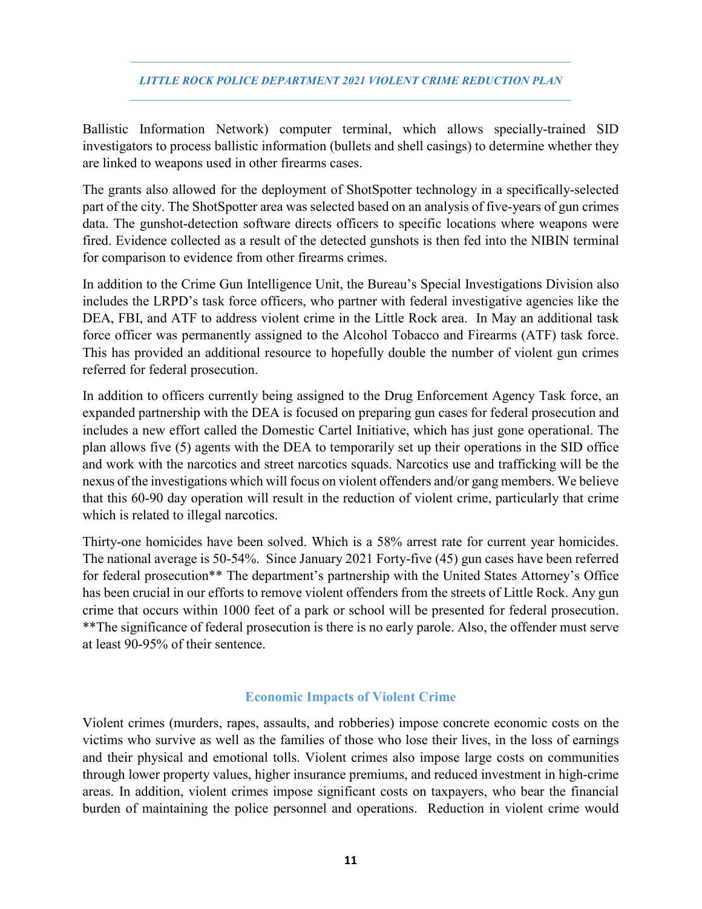Ballistic Information Network) computer terminal, which allows specially-trained SID investigators to process ballistic information (bullets and shell casings) to determine whether they are linked to weapons used in other firearms cases.

The grants also allowed for the deployment of ShotSpotter technology in a specifically-selected part of the city. The ShotSpotter area was selected based on an analysis of five-years of gun crimes data. The gunshot-detection software directs officers to specific locations where weapons were fired. Evidence collected as a result of the detected gunshots is then fed into the NIBIN terminal for comparison to evidence from other firearms crimes.

In addition to the Crime Gun Intelligence Unit, the Bureau's Special Investigations Division also includes the LRPD's task force officers, who partner with federal investigative agencies like the DEA, FBI, and ATF to address violent crime in the Little Rock area. In May an additional task force officer was permanently assigned to the Alcohol Tobacco and Firearms (ATF) task force. This has provided an additional resource to hopefully double the number of violent gun crimes referred for federal prosecution.

In addition to officers currently being assigned to the Drug Enforcement Agency Task force, an expanded partnership with the DEA is focused on preparing gun cases for federal prosecution and includes a new effort called the Domestic Cartel Initiative, which has just gone operational. The plan allows five (5) agents with the DEA to temporarily set up their operations in the SID office and work with the narcotics and street narcotics squads. Narcotics use and trafficking will be the nexus of the investigations which will focus on violent offenders and/or gang members. We believe that this 60-90 day operation will result in the reduction of violent crime, particularly that crime which is related to illegal narcotics.

Thirty-one homicides have been solved. Which is a 58% arrest rate for current year homicides. The national average is 50-54%. Since January 2021 Forty-five (45) gun cases have been referred for federal prosecution** The department's partnership with the United States Attorney's Office has been crucial in our efforts to remove violent offenders from the streets of Little Rock. Any gun crime that occurs within 1000 feet of a park or school will be presented for federal prosecution. **The significance of federal prosecution is there is no early parole. Also, the offender must serve at least 90-95% of their sentence.

## Economic Impacts of Violent Crime

Violent crimes (murders, rapes, assaults, and robberies) impose concrete economic costs on the victims who survive as well as the families of those who lose their lives, in the loss of earnings and their physical and emotional tolls. Violent crimes also impose large costs on communities through lower property values, higher insurance premiums, and reduced investment in high-crime areas. In addition, violent crimes impose significant costs on taxpayers, who bear the financial burden of maintaining the police personnel and operations. Reduction in violent crime would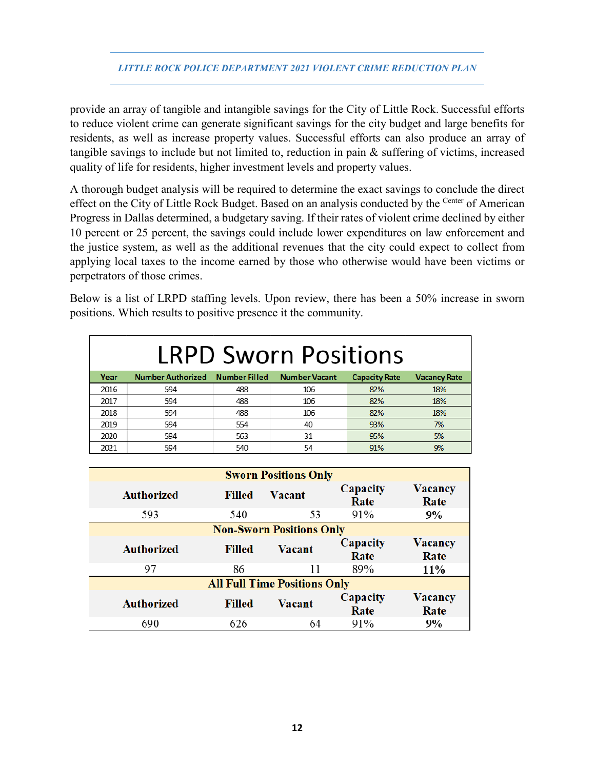provide an array of tangible and intangible savings for the City of Little Rock. Successful efforts to reduce violent crime can generate significant savings for the city budget and large benefits for residents, as well as increase property values. Successful efforts can also produce an array of tangible savings to include but not limited to, reduction in pain & suffering of victims, increased quality of life for residents, higher investment levels and property values.

A thorough budget analysis will be required to determine the exact savings to conclude the direct effect on the City of Little Rock Budget. Based on an analysis conducted by the Center of American Progress in Dallas determined, a budgetary saving. If their rates of violent crime declined by either 10 percent or 25 percent, the savings could include lower expenditures on law enforcement and the justice system, as well as the additional revenues that the city could expect to collect from applying local taxes to the income earned by those who otherwise would have been victims or perpetrators of those crimes.

Below is a list of LRPD staffing levels. Upon review, there has been a 50% increase in sworn positions. Which results to positive presence it the community.

## LRPD Sworn Positions

| Year | Number Authorized | Number Filled | Number Vacant | Capacity Rate | Vacancy Rate |
|---|---|---|---|---|---|
| 2016 | 594 | 488 | 106 | 82% | 18% |
| 2017 | 594 | 488 | 106 | 82% | 18% |
| 2018 | 594 | 488 | 106 | 82% | 18% |
| 2019 | 594 | 554 | 40 | 93% | 7% |
| 2020 | 594 | 563 | 31 | 95% | 5% |
| 2021 | 594 | 540 | 54 | 91% | 9% |

| Sworn Positions Only | | | | |
|---|---|---|---|---|
| **Authorized** | **Filled** | **Vacant** | **Capacity Rate** | **Vacancy Rate** |
| 593 | 540 | 53 | 91% | **9%** |
| **Non-Sworn Positions Only** | | | | |
| **Authorized** | **Filled** | **Vacant** | **Capacity Rate** | **Vacancy Rate** |
| 97 | 86 | 11 | 89% | **11%** |
| **All Full Time Positions Only** | | | | |
| **Authorized** | **Filled** | **Vacant** | **Capacity Rate** | **Vacancy Rate** |
| 690 | 626 | 64 | 91% | **9%** |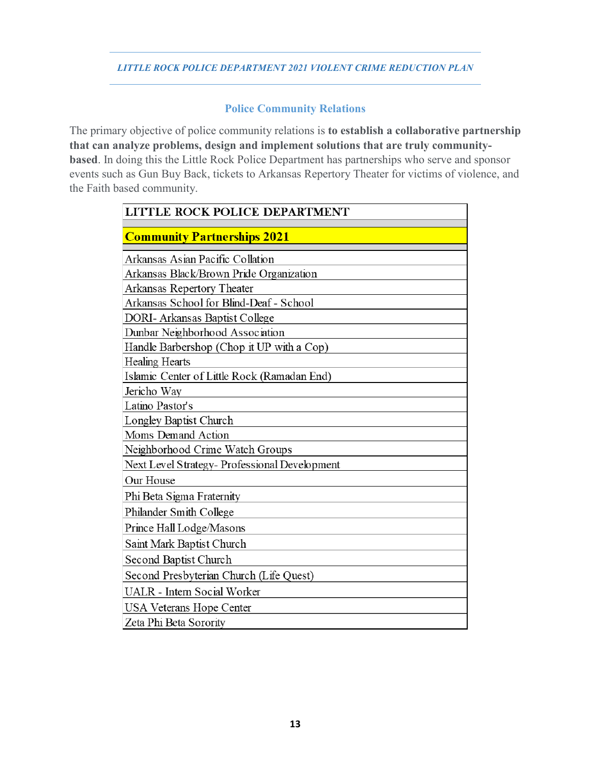## Police Community Relations

The primary objective of police community relations is **to establish a collaborative partnership that can analyze problems, design and implement solutions that are truly community-based**. In doing this the Little Rock Police Department has partnerships who serve and sponsor events such as Gun Buy Back, tickets to Arkansas Repertory Theater for victims of violence, and the Faith based community.

| LITTLE ROCK POLICE DEPARTMENT |
|---|
| **Community Partnerships 2021** |
| Arkansas Asian Pacific Collation |
| Arkansas Black/Brown Pride Organization |
| Arkansas Repertory Theater |
| Arkansas School for Blind-Deaf - School |
| DORI- Arkansas Baptist College |
| Dunbar Neighborhood Association |
| Handle Barbershop (Chop it UP with a Cop) |
| Healing Hearts |
| Islamic Center of Little Rock (Ramadan End) |
| Jericho Way |
| Latino Pastor's |
| Longley Baptist Church |
| Moms Demand Action |
| Neighborhood Crime Watch Groups |
| Next Level Strategy- Professional Development |
| Our House |
| Phi Beta Sigma Fraternity |
| Philander Smith College |
| Prince Hall Lodge/Masons |
| Saint Mark Baptist Church |
| Second Baptist Church |
| Second Presbyterian Church (Life Quest) |
| UALR - Intern Social Worker |
| USA Veterans Hope Center |
| Zeta Phi Beta Sorority |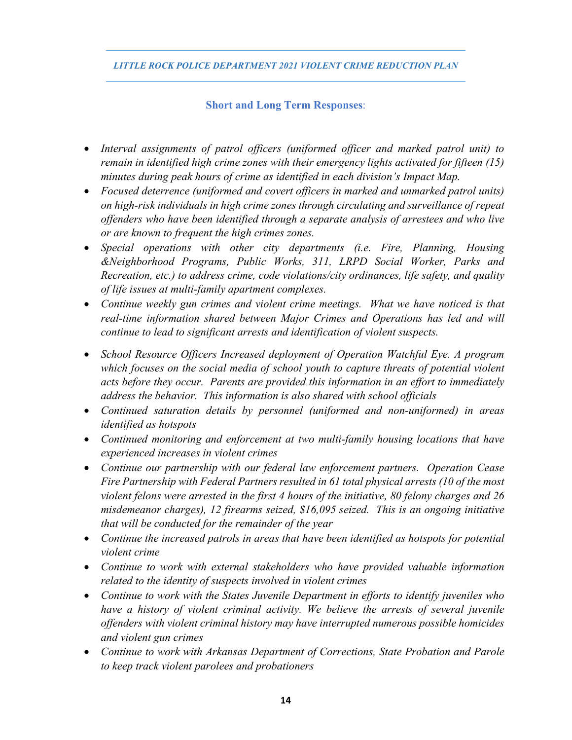## Short and Long Term Responses:

- *Interval assignments of patrol officers (uniformed officer and marked patrol unit) to remain in identified high crime zones with their emergency lights activated for fifteen (15) minutes during peak hours of crime as identified in each division's Impact Map.*
- *Focused deterrence (uniformed and covert officers in marked and unmarked patrol units) on high-risk individuals in high crime zones through circulating and surveillance of repeat offenders who have been identified through a separate analysis of arrestees and who live or are known to frequent the high crimes zones.*
- *Special operations with other city departments (i.e. Fire, Planning, Housing &Neighborhood Programs, Public Works, 311, LRPD Social Worker, Parks and Recreation, etc.) to address crime, code violations/city ordinances, life safety, and quality of life issues at multi-family apartment complexes.*
- *Continue weekly gun crimes and violent crime meetings. What we have noticed is that real-time information shared between Major Crimes and Operations has led and will continue to lead to significant arrests and identification of violent suspects.*
- *School Resource Officers Increased deployment of Operation Watchful Eye. A program which focuses on the social media of school youth to capture threats of potential violent acts before they occur. Parents are provided this information in an effort to immediately address the behavior. This information is also shared with school officials*
- *Continued saturation details by personnel (uniformed and non-uniformed) in areas identified as hotspots*
- *Continued monitoring and enforcement at two multi-family housing locations that have experienced increases in violent crimes*
- *Continue our partnership with our federal law enforcement partners. Operation Cease Fire Partnership with Federal Partners resulted in 61 total physical arrests (10 of the most violent felons were arrested in the first 4 hours of the initiative, 80 felony charges and 26 misdemeanor charges), 12 firearms seized, $16,095 seized. This is an ongoing initiative that will be conducted for the remainder of the year*
- *Continue the increased patrols in areas that have been identified as hotspots for potential violent crime*
- *Continue to work with external stakeholders who have provided valuable information related to the identity of suspects involved in violent crimes*
- *Continue to work with the States Juvenile Department in efforts to identify juveniles who have a history of violent criminal activity. We believe the arrests of several juvenile offenders with violent criminal history may have interrupted numerous possible homicides and violent gun crimes*
- *Continue to work with Arkansas Department of Corrections, State Probation and Parole to keep track violent parolees and probationers*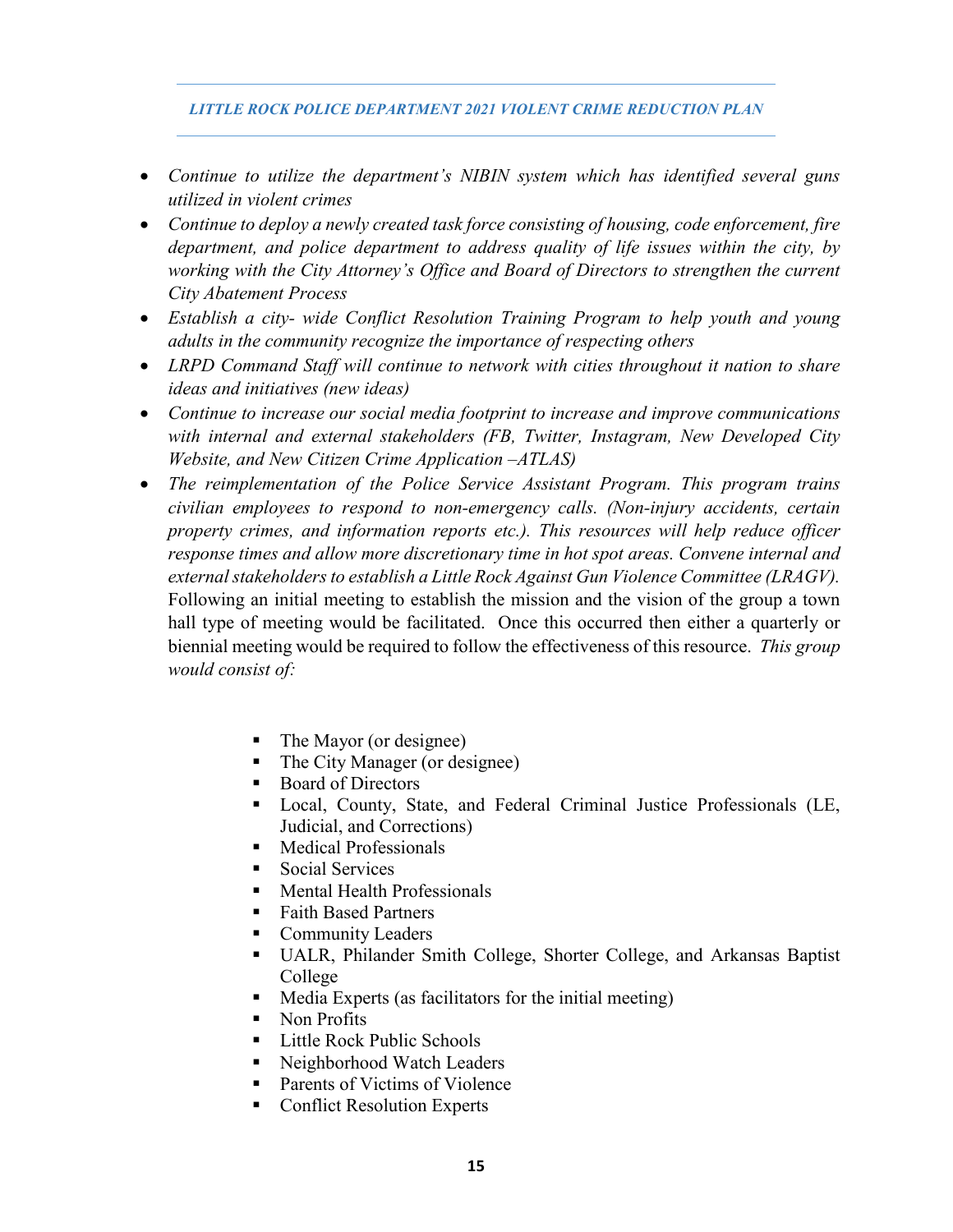- *Continue to utilize the department's NIBIN system which has identified several guns utilized in violent crimes*
- *Continue to deploy a newly created task force consisting of housing, code enforcement, fire department, and police department to address quality of life issues within the city, by working with the City Attorney's Office and Board of Directors to strengthen the current City Abatement Process*
- *Establish a city- wide Conflict Resolution Training Program to help youth and young adults in the community recognize the importance of respecting others*
- *LRPD Command Staff will continue to network with cities throughout it nation to share ideas and initiatives (new ideas)*
- *Continue to increase our social media footprint to increase and improve communications with internal and external stakeholders (FB, Twitter, Instagram, New Developed City Website, and New Citizen Crime Application –ATLAS)*
- *The reimplementation of the Police Service Assistant Program. This program trains civilian employees to respond to non-emergency calls. (Non-injury accidents, certain property crimes, and information reports etc.). This resources will help reduce officer response times and allow more discretionary time in hot spot areas. Convene internal and external stakeholders to establish a Little Rock Against Gun Violence Committee (LRAGV).* Following an initial meeting to establish the mission and the vision of the group a town hall type of meeting would be facilitated. Once this occurred then either a quarterly or biennial meeting would be required to follow the effectiveness of this resource. *This group would consist of:*

  - The Mayor (or designee)
  - The City Manager (or designee)
  - Board of Directors
  - Local, County, State, and Federal Criminal Justice Professionals (LE, Judicial, and Corrections)
  - Medical Professionals
  - Social Services
  - Mental Health Professionals
  - Faith Based Partners
  - Community Leaders
  - UALR, Philander Smith College, Shorter College, and Arkansas Baptist College
  - Media Experts (as facilitators for the initial meeting)
  - Non Profits
  - Little Rock Public Schools
  - Neighborhood Watch Leaders
  - Parents of Victims of Violence
  - Conflict Resolution Experts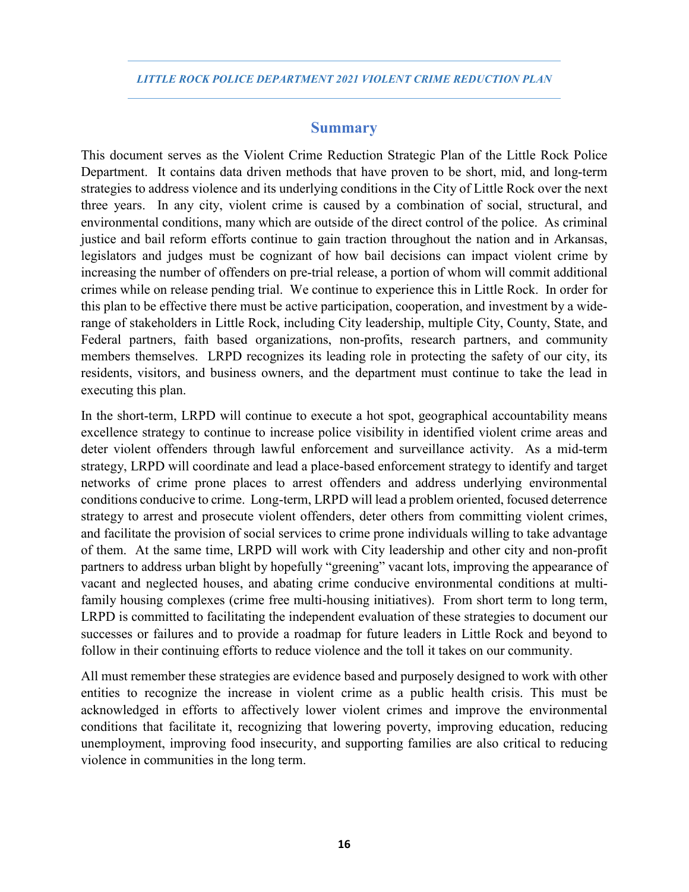## Summary

This document serves as the Violent Crime Reduction Strategic Plan of the Little Rock Police Department. It contains data driven methods that have proven to be short, mid, and long-term strategies to address violence and its underlying conditions in the City of Little Rock over the next three years. In any city, violent crime is caused by a combination of social, structural, and environmental conditions, many which are outside of the direct control of the police. As criminal justice and bail reform efforts continue to gain traction throughout the nation and in Arkansas, legislators and judges must be cognizant of how bail decisions can impact violent crime by increasing the number of offenders on pre-trial release, a portion of whom will commit additional crimes while on release pending trial. We continue to experience this in Little Rock. In order for this plan to be effective there must be active participation, cooperation, and investment by a wide-range of stakeholders in Little Rock, including City leadership, multiple City, County, State, and Federal partners, faith based organizations, non-profits, research partners, and community members themselves. LRPD recognizes its leading role in protecting the safety of our city, its residents, visitors, and business owners, and the department must continue to take the lead in executing this plan.

In the short-term, LRPD will continue to execute a hot spot, geographical accountability means excellence strategy to continue to increase police visibility in identified violent crime areas and deter violent offenders through lawful enforcement and surveillance activity. As a mid-term strategy, LRPD will coordinate and lead a place-based enforcement strategy to identify and target networks of crime prone places to arrest offenders and address underlying environmental conditions conducive to crime. Long-term, LRPD will lead a problem oriented, focused deterrence strategy to arrest and prosecute violent offenders, deter others from committing violent crimes, and facilitate the provision of social services to crime prone individuals willing to take advantage of them. At the same time, LRPD will work with City leadership and other city and non-profit partners to address urban blight by hopefully "greening" vacant lots, improving the appearance of vacant and neglected houses, and abating crime conducive environmental conditions at multi-family housing complexes (crime free multi-housing initiatives). From short term to long term, LRPD is committed to facilitating the independent evaluation of these strategies to document our successes or failures and to provide a roadmap for future leaders in Little Rock and beyond to follow in their continuing efforts to reduce violence and the toll it takes on our community.

All must remember these strategies are evidence based and purposely designed to work with other entities to recognize the increase in violent crime as a public health crisis. This must be acknowledged in efforts to affectively lower violent crimes and improve the environmental conditions that facilitate it, recognizing that lowering poverty, improving education, reducing unemployment, improving food insecurity, and supporting families are also critical to reducing violence in communities in the long term.